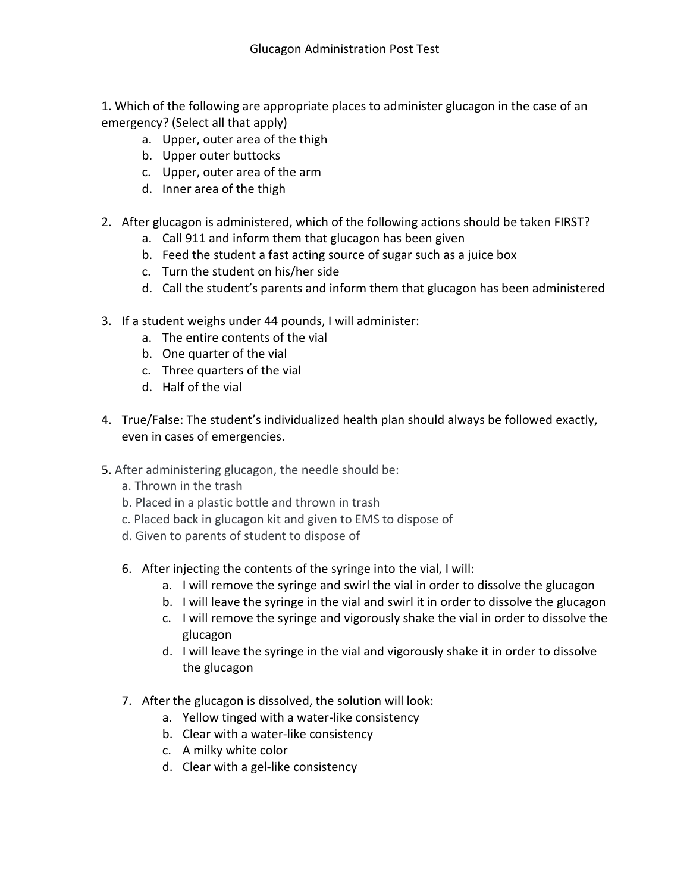Glucagon Administration Post Test

1. Which of the following are appropriate places to administer glucagon in the case of an emergency? (Select all that apply)
   a. Upper, outer area of the thigh
   b. Upper outer buttocks
   c. Upper, outer area of the arm
   d. Inner area of the thigh

2. After glucagon is administered, which of the following actions should be taken FIRST?
   a. Call 911 and inform them that glucagon has been given
   b. Feed the student a fast acting source of sugar such as a juice box
   c. Turn the student on his/her side
   d. Call the student's parents and inform them that glucagon has been administered

3. If a student weighs under 44 pounds, I will administer:
   a. The entire contents of the vial
   b. One quarter of the vial
   c. Three quarters of the vial
   d. Half of the vial

4. True/False: The student's individualized health plan should always be followed exactly, even in cases of emergencies.

5. After administering glucagon, the needle should be:
   a. Thrown in the trash
   b. Placed in a plastic bottle and thrown in trash
   c. Placed back in glucagon kit and given to EMS to dispose of
   d. Given to parents of student to dispose of

6. After injecting the contents of the syringe into the vial, I will:
   a. I will remove the syringe and swirl the vial in order to dissolve the glucagon
   b. I will leave the syringe in the vial and swirl it in order to dissolve the glucagon
   c. I will remove the syringe and vigorously shake the vial in order to dissolve the glucagon
   d. I will leave the syringe in the vial and vigorously shake it in order to dissolve the glucagon

7. After the glucagon is dissolved, the solution will look:
   a. Yellow tinged with a water-like consistency
   b. Clear with a water-like consistency
   c. A milky white color
   d. Clear with a gel-like consistency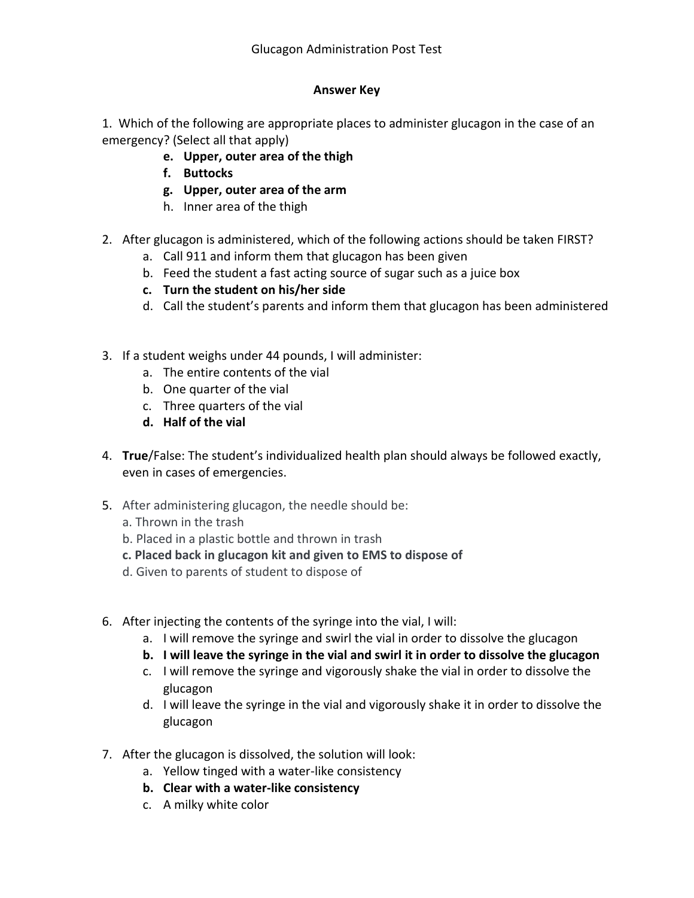Glucagon Administration Post Test

**Answer Key**

1. Which of the following are appropriate places to administer glucagon in the case of an emergency? (Select all that apply)
   - **e. Upper, outer area of the thigh**
   - **f. Buttocks**
   - **g. Upper, outer area of the arm**
   - h. Inner area of the thigh

2. After glucagon is administered, which of the following actions should be taken FIRST?
   - a. Call 911 and inform them that glucagon has been given
   - b. Feed the student a fast acting source of sugar such as a juice box
   - **c. Turn the student on his/her side**
   - d. Call the student's parents and inform them that glucagon has been administered

3. If a student weighs under 44 pounds, I will administer:
   - a. The entire contents of the vial
   - b. One quarter of the vial
   - c. Three quarters of the vial
   - **d. Half of the vial**

4. **True**/False: The student's individualized health plan should always be followed exactly, even in cases of emergencies.

5. After administering glucagon, the needle should be:
   - a. Thrown in the trash
   - b. Placed in a plastic bottle and thrown in trash
   - **c. Placed back in glucagon kit and given to EMS to dispose of**
   - d. Given to parents of student to dispose of

6. After injecting the contents of the syringe into the vial, I will:
   - a. I will remove the syringe and swirl the vial in order to dissolve the glucagon
   - **b. I will leave the syringe in the vial and swirl it in order to dissolve the glucagon**
   - c. I will remove the syringe and vigorously shake the vial in order to dissolve the glucagon
   - d. I will leave the syringe in the vial and vigorously shake it in order to dissolve the glucagon

7. After the glucagon is dissolved, the solution will look:
   - a. Yellow tinged with a water-like consistency
   - **b. Clear with a water-like consistency**
   - c. A milky white color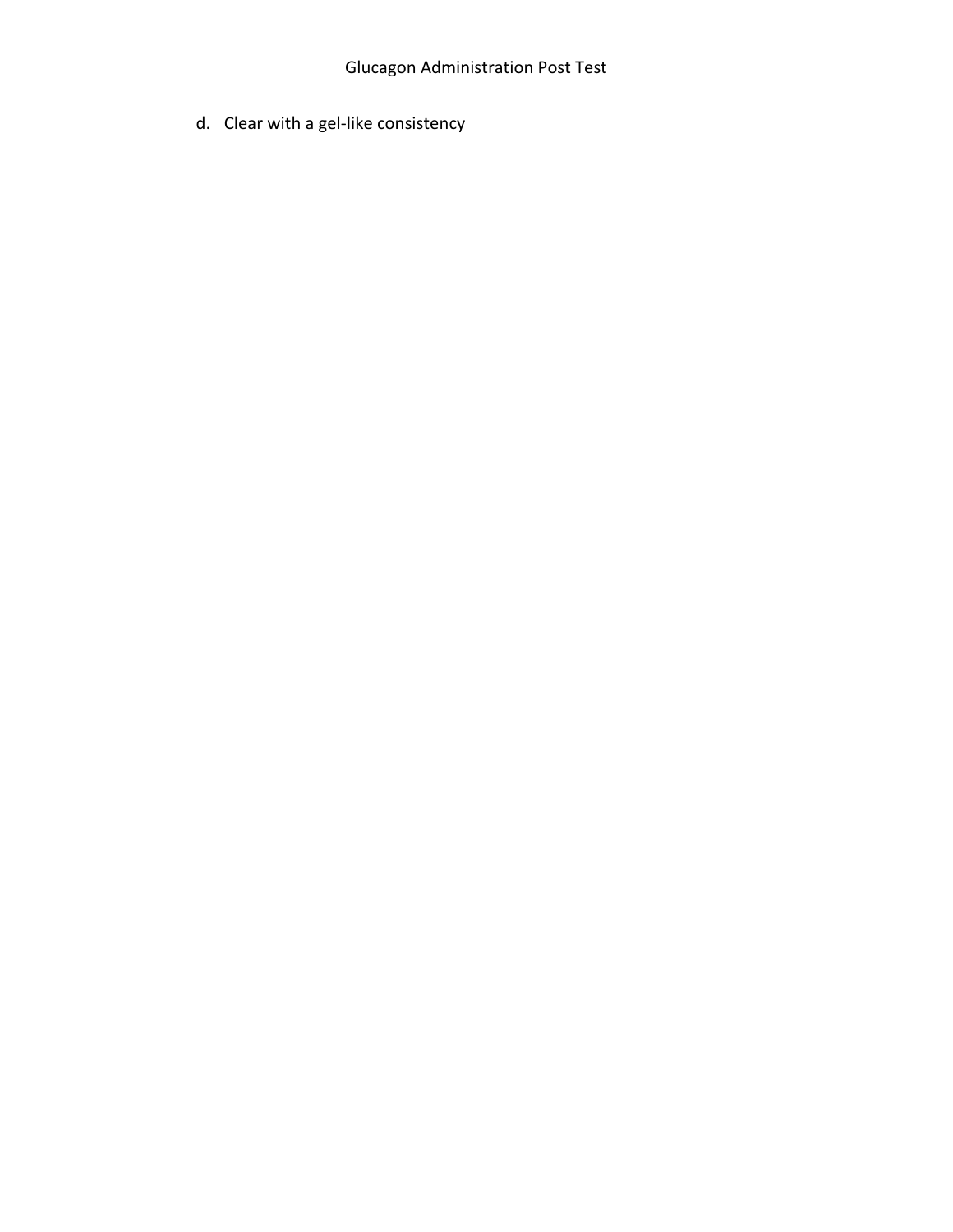d. Clear with a gel-like consistency